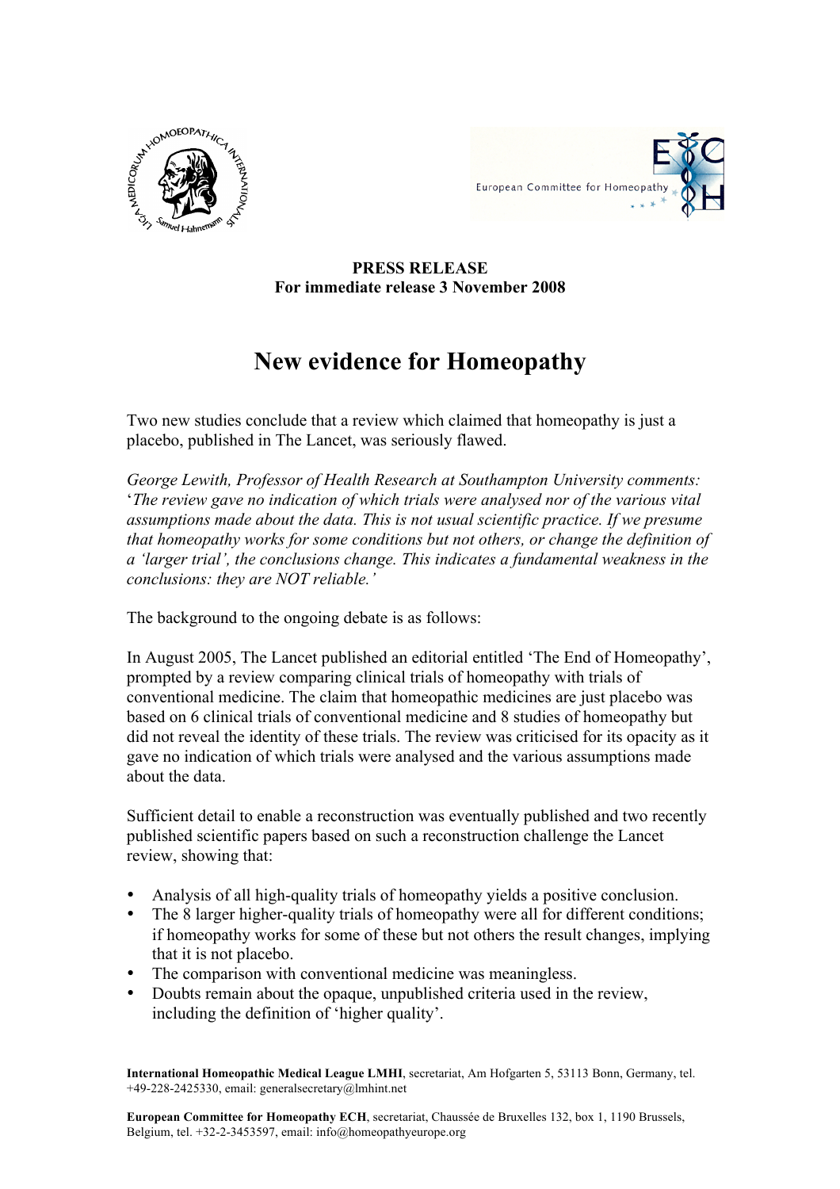**PRESS RELEASE**
**For immediate release 3 November 2008**

# New evidence for Homeopathy

Two new studies conclude that a review which claimed that homeopathy is just a placebo, published in The Lancet, was seriously flawed.

*George Lewith, Professor of Health Research at Southampton University comments: 'The review gave no indication of which trials were analysed nor of the various vital assumptions made about the data. This is not usual scientific practice. If we presume that homeopathy works for some conditions but not others, or change the definition of a 'larger trial', the conclusions change. This indicates a fundamental weakness in the conclusions: they are NOT reliable.'*

The background to the ongoing debate is as follows:

In August 2005, The Lancet published an editorial entitled 'The End of Homeopathy', prompted by a review comparing clinical trials of homeopathy with trials of conventional medicine. The claim that homeopathic medicines are just placebo was based on 6 clinical trials of conventional medicine and 8 studies of homeopathy but did not reveal the identity of these trials. The review was criticised for its opacity as it gave no indication of which trials were analysed and the various assumptions made about the data.

Sufficient detail to enable a reconstruction was eventually published and two recently published scientific papers based on such a reconstruction challenge the Lancet review, showing that:

- Analysis of all high-quality trials of homeopathy yields a positive conclusion.
- The 8 larger higher-quality trials of homeopathy were all for different conditions; if homeopathy works for some of these but not others the result changes, implying that it is not placebo.
- The comparison with conventional medicine was meaningless.
- Doubts remain about the opaque, unpublished criteria used in the review, including the definition of 'higher quality'.

**International Homeopathic Medical League LMHI**, secretariat, Am Hofgarten 5, 53113 Bonn, Germany, tel. +49-228-2425330, email: generalsecretary@lmhint.net

**European Committee for Homeopathy ECH**, secretariat, Chaussée de Bruxelles 132, box 1, 1190 Brussels, Belgium, tel. +32-2-3453597, email: info@homeopathyeurope.org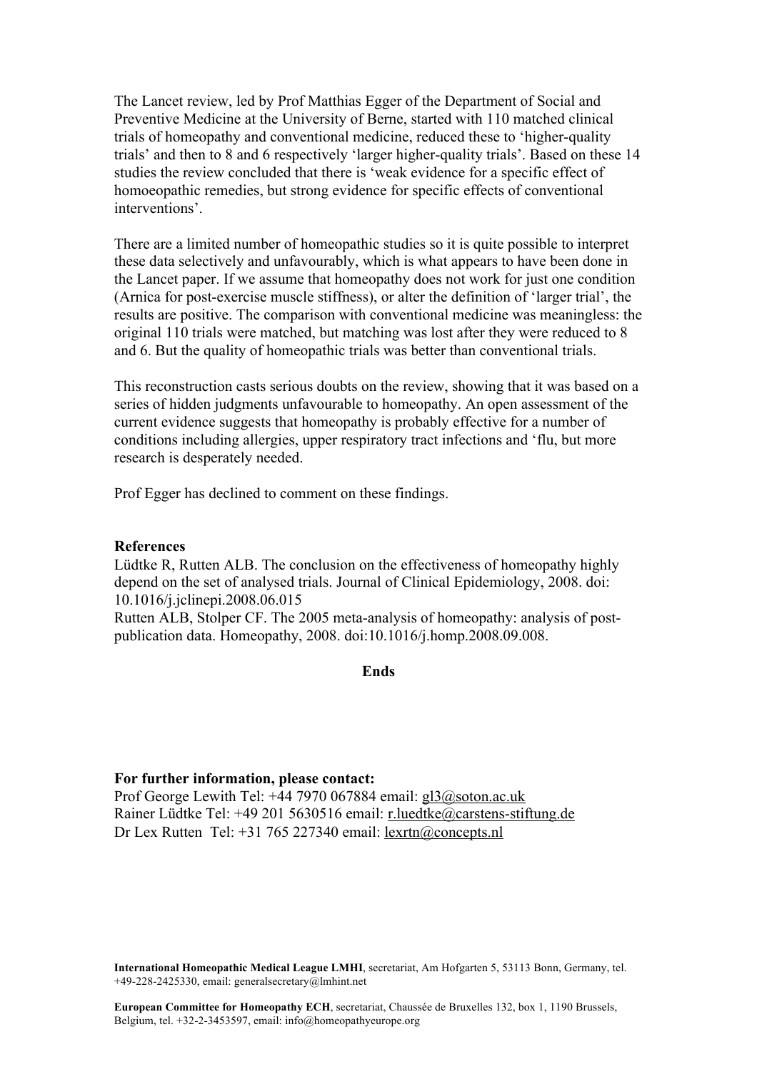The Lancet review, led by Prof Matthias Egger of the Department of Social and Preventive Medicine at the University of Berne, started with 110 matched clinical trials of homeopathy and conventional medicine, reduced these to 'higher-quality trials' and then to 8 and 6 respectively 'larger higher-quality trials'. Based on these 14 studies the review concluded that there is 'weak evidence for a specific effect of homoeopathic remedies, but strong evidence for specific effects of conventional interventions'.

There are a limited number of homeopathic studies so it is quite possible to interpret these data selectively and unfavourably, which is what appears to have been done in the Lancet paper. If we assume that homeopathy does not work for just one condition (Arnica for post-exercise muscle stiffness), or alter the definition of 'larger trial', the results are positive. The comparison with conventional medicine was meaningless: the original 110 trials were matched, but matching was lost after they were reduced to 8 and 6. But the quality of homeopathic trials was better than conventional trials.

This reconstruction casts serious doubts on the review, showing that it was based on a series of hidden judgments unfavourable to homeopathy. An open assessment of the current evidence suggests that homeopathy is probably effective for a number of conditions including allergies, upper respiratory tract infections and 'flu, but more research is desperately needed.

Prof Egger has declined to comment on these findings.

**References**

Lüdtke R, Rutten ALB. The conclusion on the effectiveness of homeopathy highly depend on the set of analysed trials. Journal of Clinical Epidemiology, 2008. doi: 10.1016/j.jclinepi.2008.06.015

Rutten ALB, Stolper CF. The 2005 meta-analysis of homeopathy: analysis of post-publication data. Homeopathy, 2008. doi:10.1016/j.homp.2008.09.008.

**Ends**

**For further information, please contact:**

Prof George Lewith Tel: +44 7970 067884 email: gl3@soton.ac.uk

Rainer Lüdtke Tel: +49 201 5630516 email: r.luedtke@carstens-stiftung.de

Dr Lex Rutten Tel: +31 765 227340 email: lexrtn@concepts.nl

**International Homeopathic Medical League LMHI**, secretariat, Am Hofgarten 5, 53113 Bonn, Germany, tel. +49-228-2425330, email: generalsecretary@lmhint.net

**European Committee for Homeopathy ECH**, secretariat, Chaussée de Bruxelles 132, box 1, 1190 Brussels, Belgium, tel. +32-2-3453597, email: info@homeopathyeurope.org